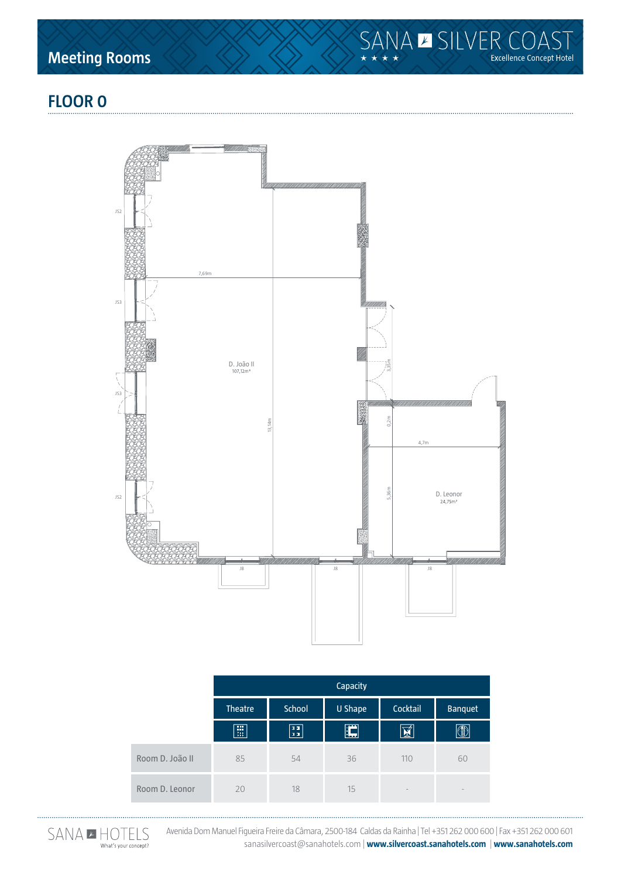# Meeting Rooms

SANA SILVER COAST ★★★★ Excellence Concept Hotel

## FLOOR 0

D. João II
107,12m²

D. Leonor
24,75m²

7,69m
13,14m
4,7m
5,36m
3,35m
0,2m

|  | Capacity | | | | |
|---|---|---|---|---|---|
|  | Theatre | School | U Shape | Cocktail | Banquet |
| Room D. João II | 85 | 54 | 36 | 110 | 60 |
| Room D. Leonor | 20 | 18 | 15 | - | - |

SANA HOTELS What's your concept?

Avenida Dom Manuel Figueira Freire da Câmara, 2500-184 Caldas da Rainha | Tel +351 262 000 600 | Fax +351 262 000 601
sanasilvercoast@sanahotels.com | **www.silvercoast.sanahotels.com** | **www.sanahotels.com**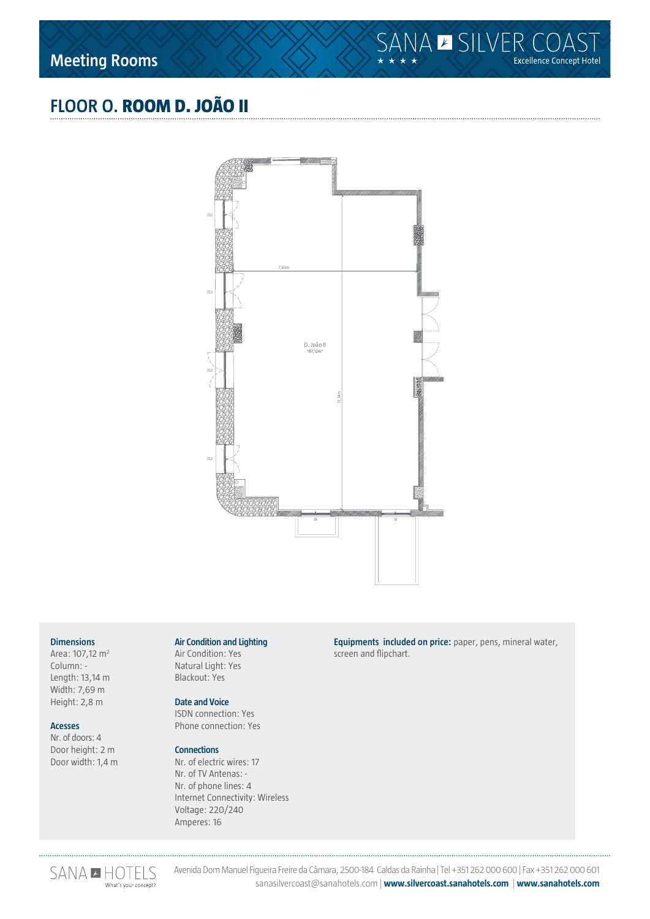# FLOOR 0. **ROOM D. JOÃO II**

D. João II
107,12m²

### Dimensions
Area: 107,12 m²
Column: -
Length: 13,14 m
Width: 7,69 m
Height: 2,8 m

### Acesses
Nr. of doors: 4
Door height: 2 m
Door width: 1,4 m

### Air Condition and Lighting
Air Condition: Yes
Natural Light: Yes
Blackout: Yes

### Date and Voice
ISDN connection: Yes
Phone connection: Yes

### Connections
Nr. of electric wires: 17
Nr. of TV Antenas: -
Nr. of phone lines: 4
Internet Connectivity: Wireless
Voltage: 220/240
Amperes: 16

**Equipments included on price:** paper, pens, mineral water, screen and flipchart.

Avenida Dom Manuel Figueira Freire da Câmara, 2500-184 Caldas da Rainha | Tel +351 262 000 600 | Fax +351 262 000 601
sanasilvercoast@sanahotels.com | **www.silvercoast.sanahotels.com** | **www.sanahotels.com**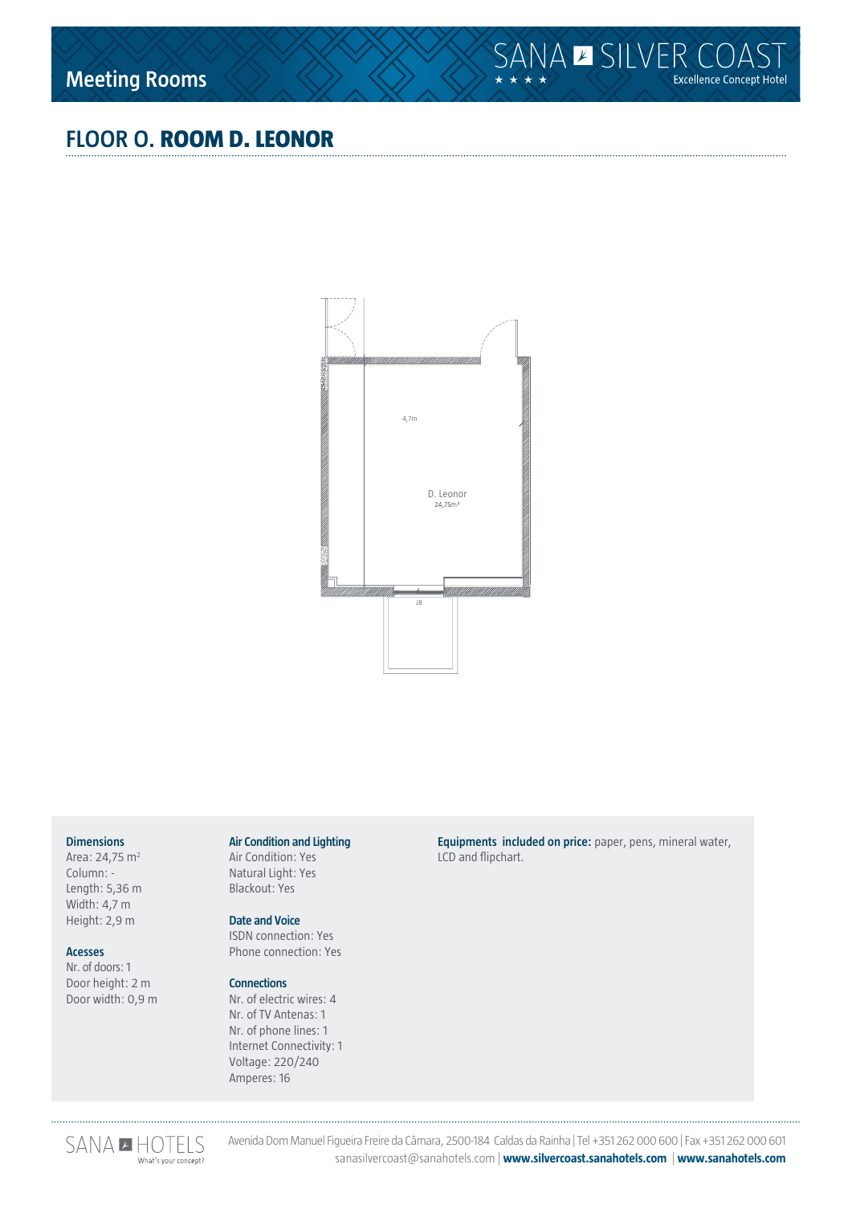# Meeting Rooms

## FLOOR 0. ROOM D. LEONOR

4,7m

D. Leonor
24,75m²

J8

### Dimensions

Area: 24,75 m²
Column: -
Length: 5,36 m
Width: 4,7 m
Height: 2,9 m

### Acesses

Nr. of doors: 1
Door height: 2 m
Door width: 0,9 m

### Air Condition and Lighting

Air Condition: Yes
Natural Light: Yes
Blackout: Yes

### Date and Voice

ISDN connection: Yes
Phone connection: Yes

### Connections

Nr. of electric wires: 4
Nr. of TV Antenas: 1
Nr. of phone lines: 1
Internet Connectivity: 1
Voltage: 220/240
Amperes: 16

**Equipments included on price:** paper, pens, mineral water, LCD and flipchart.

Avenida Dom Manuel Figueira Freire da Câmara, 2500-184 Caldas da Rainha | Tel +351 262 000 600 | Fax +351 262 000 601
sanasilvercoast@sanahotels.com | **www.silvercoast.sanahotels.com** | **www.sanahotels.com**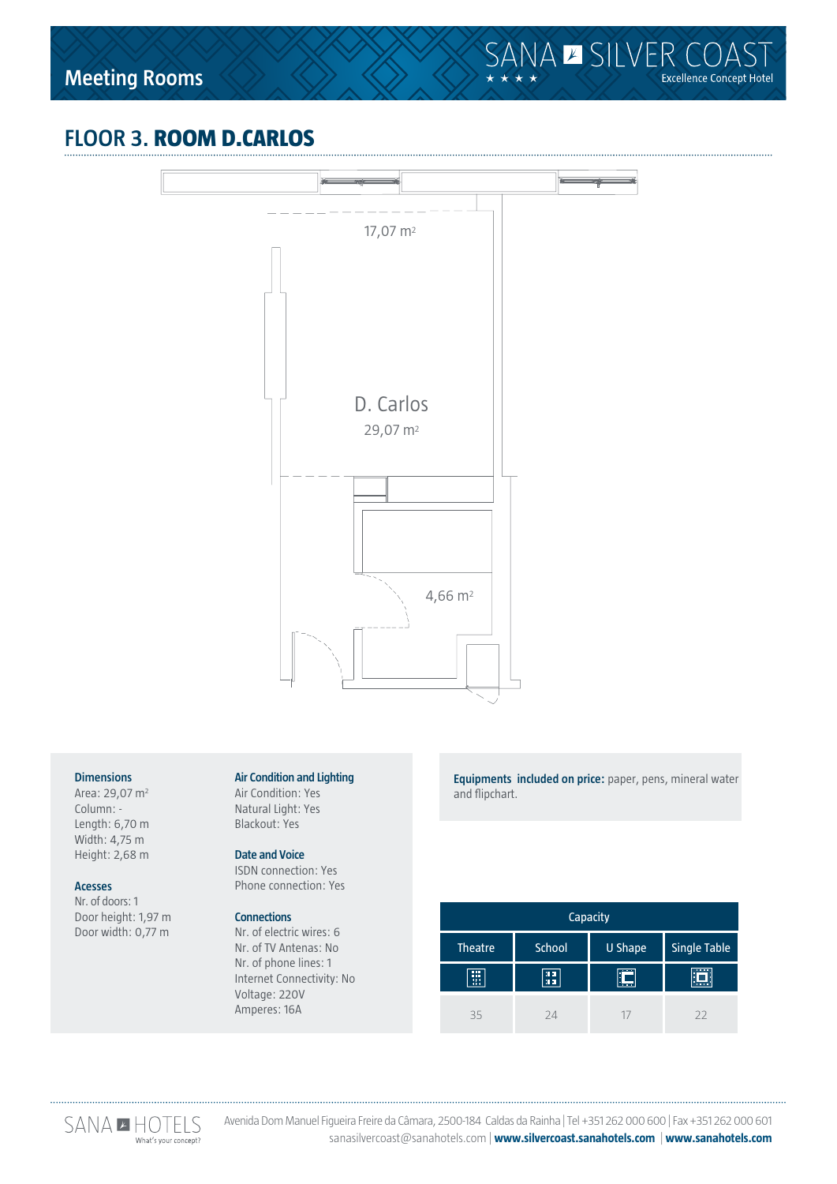# Meeting Rooms

SANA SILVER COAST
Excellence Concept Hotel

## FLOOR 3. ROOM D.CARLOS

17,07 m²

D. Carlos
29,07 m²

4,66 m²

**Dimensions**
Area: 29,07 m²
Column: -
Length: 6,70 m
Width: 4,75 m
Height: 2,68 m

**Acesses**
Nr. of doors: 1
Door height: 1,97 m
Door width: 0,77 m

**Air Condition and Lighting**
Air Condition: Yes
Natural Light: Yes
Blackout: Yes

**Date and Voice**
ISDN connection: Yes
Phone connection: Yes

**Connections**
Nr. of electric wires: 6
Nr. of TV Antenas: No
Nr. of phone lines: 1
Internet Connectivity: No
Voltage: 220V
Amperes: 16A

**Equipments included on price:** paper, pens, mineral water and flipchart.

| Capacity | | | |
|---|---|---|---|
| Theatre | School | U Shape | Single Table |
| 35 | 24 | 17 | 22 |

SANA HOTELS What's your concept?

Avenida Dom Manuel Figueira Freire da Câmara, 2500-184 Caldas da Rainha | Tel +351 262 000 600 | Fax +351 262 000 601
sanasilvercoast@sanahotels.com | **www.silvercoast.sanahotels.com** | **www.sanahotels.com**